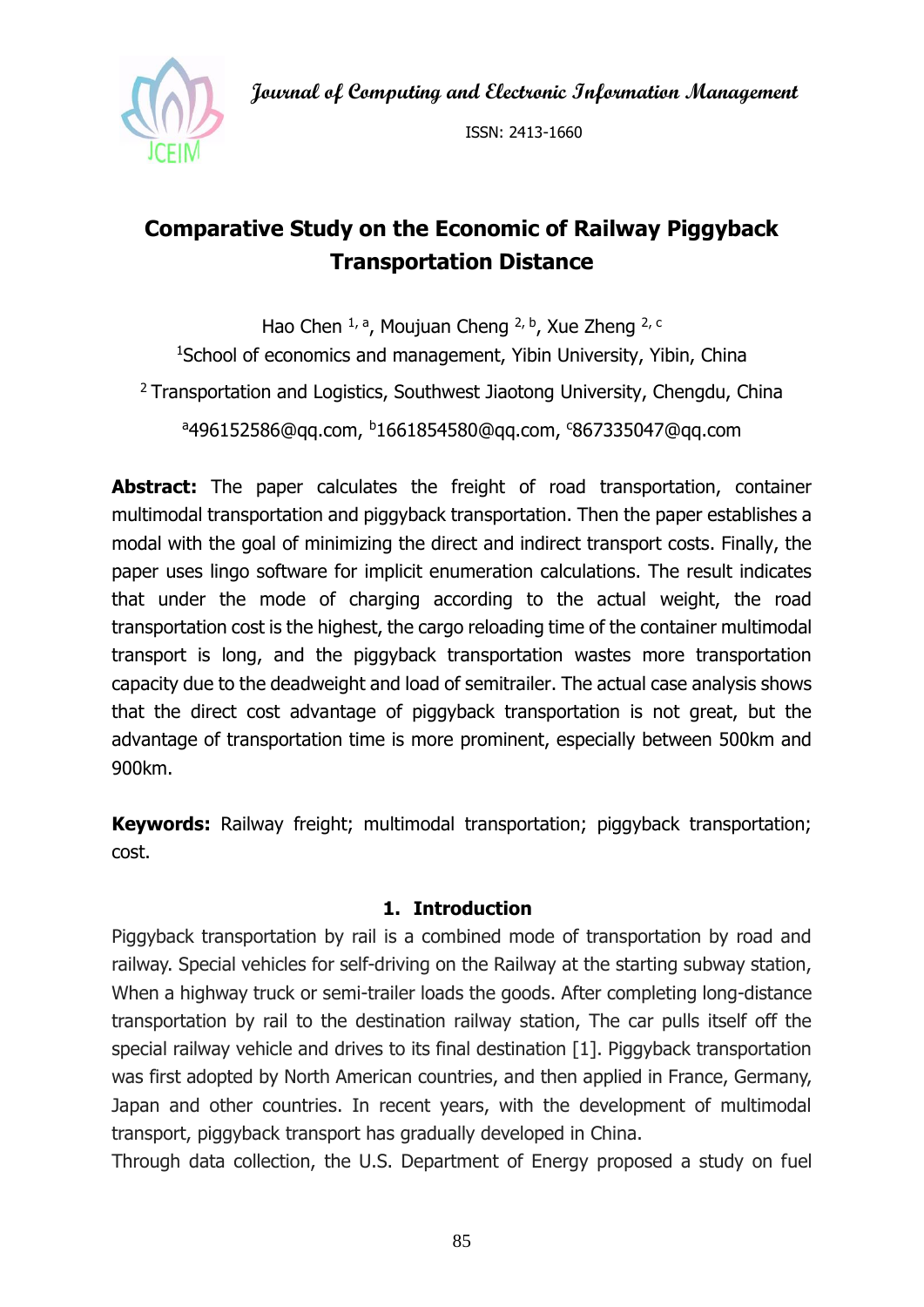# Comparative Study on the Economic of Railway Piggyback Transportation Distance

Hao Chen [1, a], Moujuan Cheng [2, b], Xue Zheng [2, c]

[1]School of economics and management, Yibin University, Yibin, China

[2] Transportation and Logistics, Southwest Jiaotong University, Chengdu, China

[a]496152586@qq.com, [b]1661854580@qq.com, [c]867335047@qq.com

**Abstract:** The paper calculates the freight of road transportation, container multimodal transportation and piggyback transportation. Then the paper establishes a modal with the goal of minimizing the direct and indirect transport costs. Finally, the paper uses lingo software for implicit enumeration calculations. The result indicates that under the mode of charging according to the actual weight, the road transportation cost is the highest, the cargo reloading time of the container multimodal transport is long, and the piggyback transportation wastes more transportation capacity due to the deadweight and load of semitrailer. The actual case analysis shows that the direct cost advantage of piggyback transportation is not great, but the advantage of transportation time is more prominent, especially between 500km and 900km.

**Keywords:** Railway freight; multimodal transportation; piggyback transportation; cost.

## 1. Introduction

Piggyback transportation by rail is a combined mode of transportation by road and railway. Special vehicles for self-driving on the Railway at the starting subway station, When a highway truck or semi-trailer loads the goods. After completing long-distance transportation by rail to the destination railway station, The car pulls itself off the special railway vehicle and drives to its final destination [1]. Piggyback transportation was first adopted by North American countries, and then applied in France, Germany, Japan and other countries. In recent years, with the development of multimodal transport, piggyback transport has gradually developed in China.

Through data collection, the U.S. Department of Energy proposed a study on fuel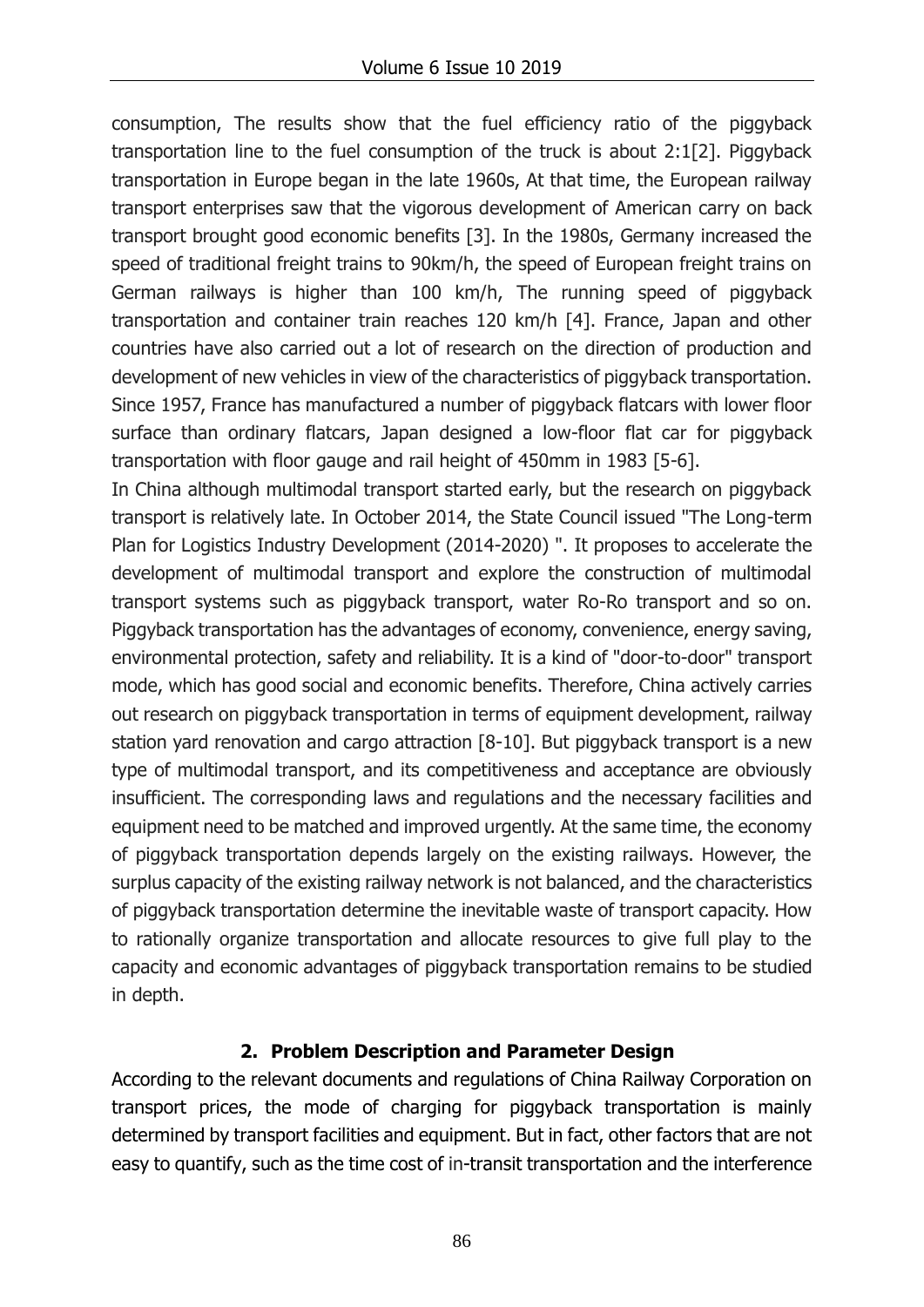consumption, The results show that the fuel efficiency ratio of the piggyback transportation line to the fuel consumption of the truck is about 2:1[2]. Piggyback transportation in Europe began in the late 1960s, At that time, the European railway transport enterprises saw that the vigorous development of American carry on back transport brought good economic benefits [3]. In the 1980s, Germany increased the speed of traditional freight trains to 90km/h, the speed of European freight trains on German railways is higher than 100 km/h, The running speed of piggyback transportation and container train reaches 120 km/h [4]. France, Japan and other countries have also carried out a lot of research on the direction of production and development of new vehicles in view of the characteristics of piggyback transportation. Since 1957, France has manufactured a number of piggyback flatcars with lower floor surface than ordinary flatcars, Japan designed a low-floor flat car for piggyback transportation with floor gauge and rail height of 450mm in 1983 [5-6].

In China although multimodal transport started early, but the research on piggyback transport is relatively late. In October 2014, the State Council issued "The Long-term Plan for Logistics Industry Development (2014-2020) ". It proposes to accelerate the development of multimodal transport and explore the construction of multimodal transport systems such as piggyback transport, water Ro-Ro transport and so on. Piggyback transportation has the advantages of economy, convenience, energy saving, environmental protection, safety and reliability. It is a kind of "door-to-door" transport mode, which has good social and economic benefits. Therefore, China actively carries out research on piggyback transportation in terms of equipment development, railway station yard renovation and cargo attraction [8-10]. But piggyback transport is a new type of multimodal transport, and its competitiveness and acceptance are obviously insufficient. The corresponding laws and regulations and the necessary facilities and equipment need to be matched and improved urgently. At the same time, the economy of piggyback transportation depends largely on the existing railways. However, the surplus capacity of the existing railway network is not balanced, and the characteristics of piggyback transportation determine the inevitable waste of transport capacity. How to rationally organize transportation and allocate resources to give full play to the capacity and economic advantages of piggyback transportation remains to be studied in depth.

## 2. Problem Description and Parameter Design

According to the relevant documents and regulations of China Railway Corporation on transport prices, the mode of charging for piggyback transportation is mainly determined by transport facilities and equipment. But in fact, other factors that are not easy to quantify, such as the time cost of in-transit transportation and the interference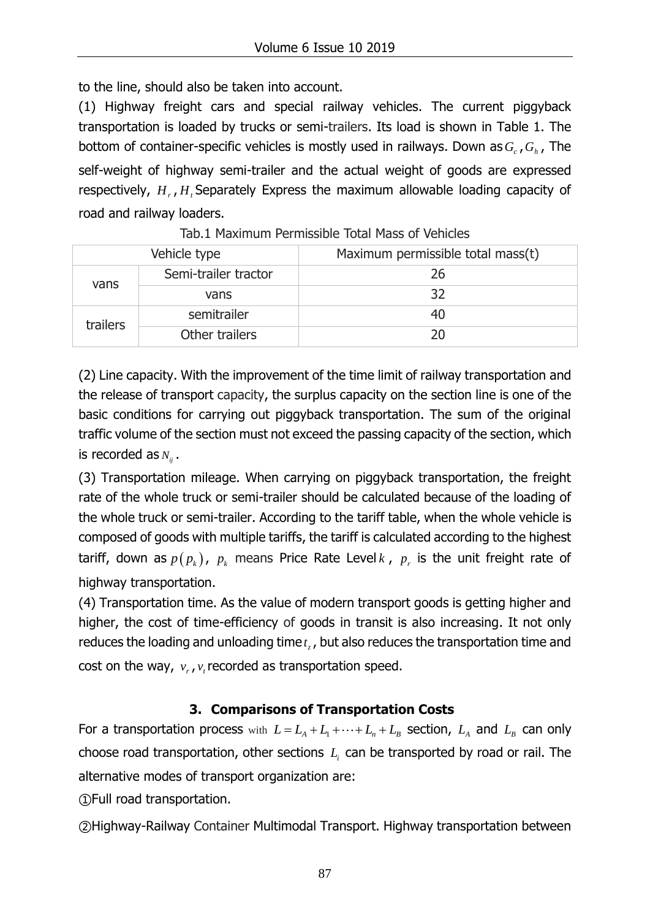to the line, should also be taken into account.

(1) Highway freight cars and special railway vehicles. The current piggyback transportation is loaded by trucks or semi-trailers. Its load is shown in Table 1. The bottom of container-specific vehicles is mostly used in railways. Down as $G_c$ , $G_h$ , The self-weight of highway semi-trailer and the actual weight of goods are expressed respectively, $H_r$ , $H_t$ Separately Express the maximum allowable loading capacity of road and railway loaders.

Tab.1 Maximum Permissible Total Mass of Vehicles

| Vehicle type | | Maximum permissible total mass(t) |
|---|---|---|
| vans | Semi-trailer tractor | 26 |
| | vans | 32 |
| trailers | semitrailer | 40 |
| | Other trailers | 20 |

(2) Line capacity. With the improvement of the time limit of railway transportation and the release of transport capacity, the surplus capacity on the section line is one of the basic conditions for carrying out piggyback transportation. The sum of the original traffic volume of the section must not exceed the passing capacity of the section, which is recorded as $N_{ij}$ .

(3) Transportation mileage. When carrying on piggyback transportation, the freight rate of the whole truck or semi-trailer should be calculated because of the loading of the whole truck or semi-trailer. According to the tariff table, when the whole vehicle is composed of goods with multiple tariffs, the tariff is calculated according to the highest tariff, down as $p(p_k)$, $p_k$ means Price Rate Level $k$ , $p_r$ is the unit freight rate of highway transportation.

(4) Transportation time. As the value of modern transport goods is getting higher and higher, the cost of time-efficiency of goods in transit is also increasing. It not only reduces the loading and unloading time $t_z$ , but also reduces the transportation time and cost on the way, $v_r$ , $v_t$ recorded as transportation speed.

### 3. Comparisons of Transportation Costs

For a transportation process with $L = L_A + L_1 + \cdots + L_n + L_B$ section, $L_A$ and $L_B$ can only choose road transportation, other sections $L_i$ can be transported by road or rail. The alternative modes of transport organization are:

①Full road transportation.

②Highway-Railway Container Multimodal Transport. Highway transportation between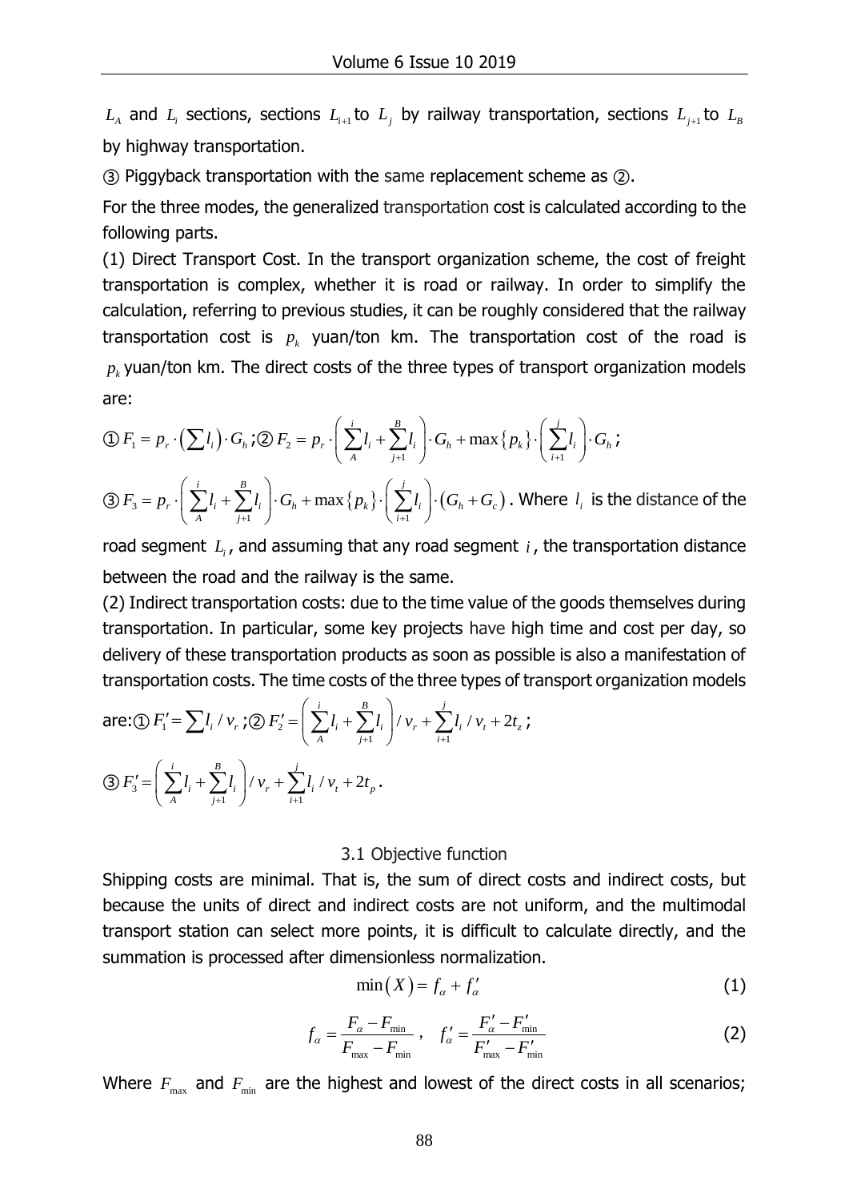$L_A$ and $L_i$ sections, sections $L_{i+1}$ to $L_j$ by railway transportation, sections $L_{j+1}$ to $L_B$ by highway transportation.

③ Piggyback transportation with the same replacement scheme as ②.

For the three modes, the generalized transportation cost is calculated according to the following parts.

(1) Direct Transport Cost. In the transport organization scheme, the cost of freight transportation is complex, whether it is road or railway. In order to simplify the calculation, referring to previous studies, it can be roughly considered that the railway transportation cost is $p_k$ yuan/ton km. The transportation cost of the road is $p_k$ yuan/ton km. The direct costs of the three types of transport organization models are:

① $F_1 = p_r \cdot \left(\sum l_i\right) \cdot G_h$ ;② $F_2 = p_r \cdot \left(\sum_A^i l_i + \sum_{j+1}^B l_i\right) \cdot G_h + \max\{p_k\} \cdot \left(\sum_{i+1}^j l_i\right) \cdot G_h$ ;

③ $F_3 = p_r \cdot \left(\sum_A^i l_i + \sum_{j+1}^B l_i\right) \cdot G_h + \max\{p_k\} \cdot \left(\sum_{i+1}^j l_i\right) \cdot \left(G_h + G_c\right)$ . Where $l_i$ is the distance of the road segment $L_i$, and assuming that any road segment $i$, the transportation distance between the road and the railway is the same.

(2) Indirect transportation costs: due to the time value of the goods themselves during transportation. In particular, some key projects have high time and cost per day, so delivery of these transportation products as soon as possible is also a manifestation of transportation costs. The time costs of the three types of transport organization models are:① $F_1' = \sum l_i / v_r$ ;② $F_2' = \left(\sum_A^i l_i + \sum_{j+1}^B l_i\right) / v_r + \sum_{i+1}^j l_i / v_t + 2t_z$ ;

③ $F_3' = \left(\sum_A^i l_i + \sum_{j+1}^B l_i\right) / v_r + \sum_{i+1}^j l_i / v_t + 2t_p$ .

### 3.1 Objective function

Shipping costs are minimal. That is, the sum of direct costs and indirect costs, but because the units of direct and indirect costs are not uniform, and the multimodal transport station can select more points, it is difficult to calculate directly, and the summation is processed after dimensionless normalization.

$$\min(X) = f_\alpha + f_\alpha' \tag{1}$$

$$f_\alpha = \frac{F_\alpha - F_{\min}}{F_{\max} - F_{\min}}, \quad f_\alpha' = \frac{F_\alpha' - F_{\min}'}{F_{\max}' - F_{\min}'} \tag{2}$$

Where $F_{\max}$ and $F_{\min}$ are the highest and lowest of the direct costs in all scenarios;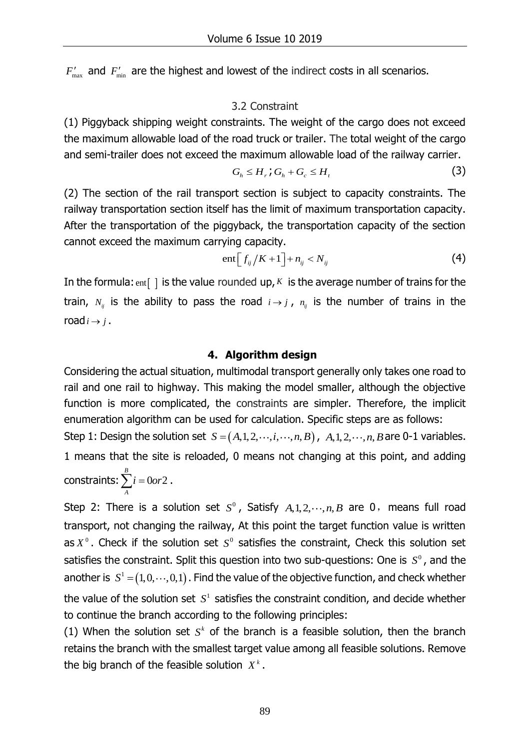$F'_{\max}$ and $F'_{\min}$ are the highest and lowest of the indirect costs in all scenarios.

### 3.2 Constraint

(1) Piggyback shipping weight constraints. The weight of the cargo does not exceed the maximum allowable load of the road truck or trailer. The total weight of the cargo and semi-trailer does not exceed the maximum allowable load of the railway carrier.

$$G_h \leq H_r \text{;} G_h + G_c \leq H_t \tag{3}$$

(2) The section of the rail transport section is subject to capacity constraints. The railway transportation section itself has the limit of maximum transportation capacity. After the transportation of the piggyback, the transportation capacity of the section cannot exceed the maximum carrying capacity.

$$\text{ent}\left[ f_{ij}/K + 1 \right] + n_{ij} < N_{ij} \tag{4}$$

In the formula: $\text{ent}[\ ]$ is the value rounded up, $K$ is the average number of trains for the train, $N_{ij}$ is the ability to pass the road $i \to j$, $n_{ij}$ is the number of trains in the road $i \to j$.

## 4. Algorithm design

Considering the actual situation, multimodal transport generally only takes one road to rail and one rail to highway. This making the model smaller, although the objective function is more complicated, the constraints are simpler. Therefore, the implicit enumeration algorithm can be used for calculation. Specific steps are as follows:

Step 1: Design the solution set $S = (A, 1, 2, \cdots, i, \cdots, n, B)$, $A, 1, 2, \cdots, n, B$ are 0-1 variables. 1 means that the site is reloaded, 0 means not changing at this point, and adding constraints: $\sum_{A}^{B} i = 0 or 2$.

Step 2: There is a solution set $S^0$, Satisfy $A, 1, 2, \cdots, n, B$ are 0, means full road transport, not changing the railway, At this point the target function value is written as $X^0$. Check if the solution set $S^0$ satisfies the constraint, Check this solution set satisfies the constraint. Split this question into two sub-questions: One is $S^0$, and the another is $S^1 = (1, 0, \cdots, 0, 1)$. Find the value of the objective function, and check whether the value of the solution set $S^1$ satisfies the constraint condition, and decide whether to continue the branch according to the following principles:

(1) When the solution set $S^k$ of the branch is a feasible solution, then the branch retains the branch with the smallest target value among all feasible solutions. Remove the big branch of the feasible solution $X^k$.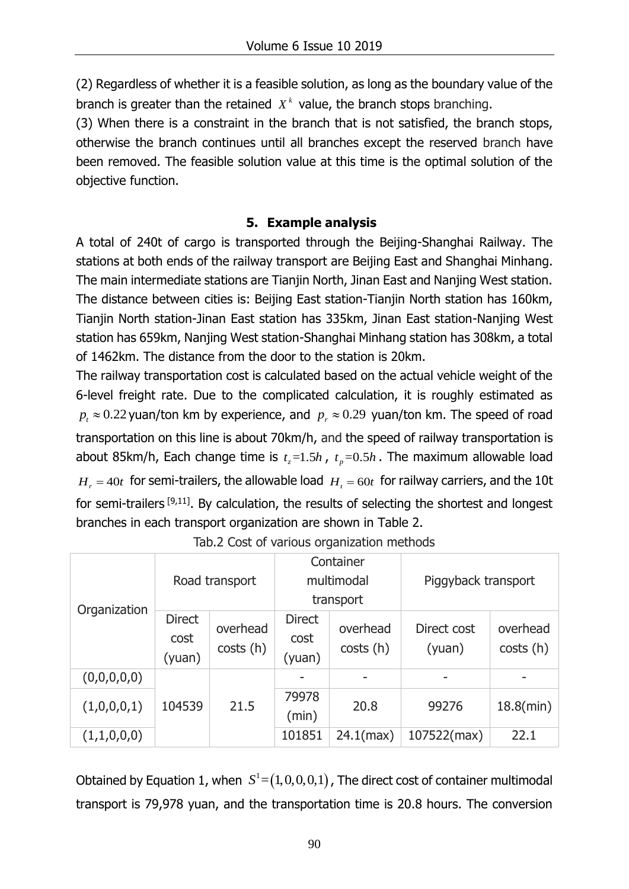(2) Regardless of whether it is a feasible solution, as long as the boundary value of the branch is greater than the retained $X^k$ value, the branch stops branching.

(3) When there is a constraint in the branch that is not satisfied, the branch stops, otherwise the branch continues until all branches except the reserved branch have been removed. The feasible solution value at this time is the optimal solution of the objective function.

## 5. Example analysis

A total of 240t of cargo is transported through the Beijing-Shanghai Railway. The stations at both ends of the railway transport are Beijing East and Shanghai Minhang. The main intermediate stations are Tianjin North, Jinan East and Nanjing West station. The distance between cities is: Beijing East station-Tianjin North station has 160km, Tianjin North station-Jinan East station has 335km, Jinan East station-Nanjing West station has 659km, Nanjing West station-Shanghai Minhang station has 308km, a total of 1462km. The distance from the door to the station is 20km.

The railway transportation cost is calculated based on the actual vehicle weight of the 6-level freight rate. Due to the complicated calculation, it is roughly estimated as $p_t \approx 0.22$ yuan/ton km by experience, and $p_r \approx 0.29$ yuan/ton km. The speed of road transportation on this line is about 70km/h, and the speed of railway transportation is about 85km/h, Each change time is $t_z$=1.5$h$, $t_p$=0.5$h$. The maximum allowable load $H_r = 40t$ for semi-trailers, the allowable load $H_t = 60t$ for railway carriers, and the 10t for semi-trailers [9,11]. By calculation, the results of selecting the shortest and longest branches in each transport organization are shown in Table 2.

Tab.2 Cost of various organization methods

| Organization | Road transport | | Container multimodal transport | | Piggyback transport | |
|---|---|---|---|---|---|---|
| | Direct cost (yuan) | overhead costs (h) | Direct cost (yuan) | overhead costs (h) | Direct cost (yuan) | overhead costs (h) |
| (0,0,0,0,0) | 104539 | 21.5 | - | - | - | - |
| (1,0,0,0,1) | | | 79978 (min) | 20.8 | 99276 | 18.8(min) |
| (1,1,0,0,0) | | | 101851 | 24.1(max) | 107522(max) | 22.1 |

Obtained by Equation 1, when $S^1 = (1,0,0,0,1)$, The direct cost of container multimodal transport is 79,978 yuan, and the transportation time is 20.8 hours. The conversion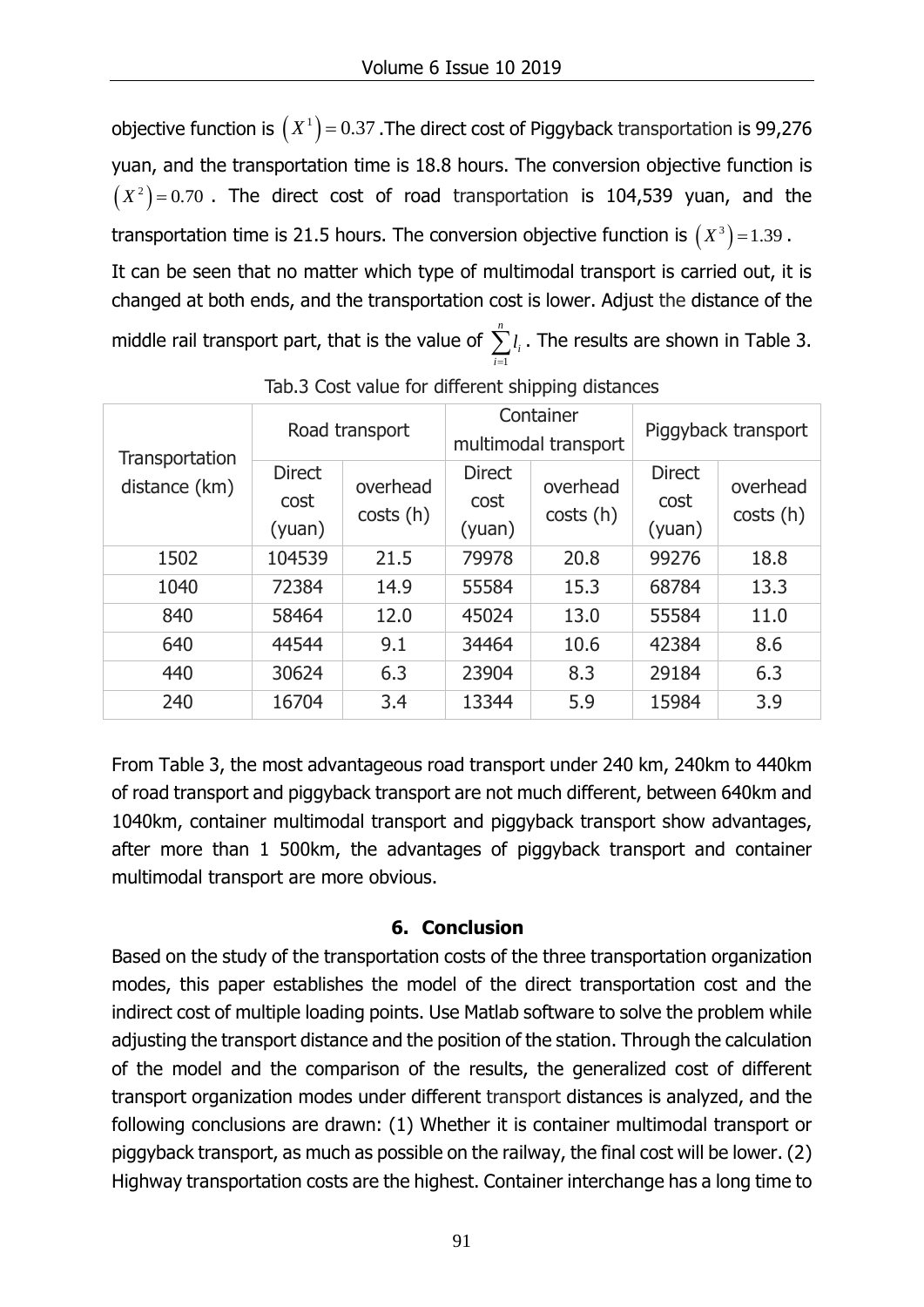objective function is $(X^1) = 0.37$ .The direct cost of Piggyback transportation is 99,276 yuan, and the transportation time is 18.8 hours. The conversion objective function is $(X^2) = 0.70$ . The direct cost of road transportation is 104,539 yuan, and the transportation time is 21.5 hours. The conversion objective function is $(X^3) = 1.39$ .

It can be seen that no matter which type of multimodal transport is carried out, it is changed at both ends, and the transportation cost is lower. Adjust the distance of the middle rail transport part, that is the value of $\sum_{i=1}^{n} l_i$ . The results are shown in Table 3.

Tab.3 Cost value for different shipping distances

| Transportation distance (km) | Road transport | | Container multimodal transport | | Piggyback transport | |
|---|---|---|---|---|---|---|
| | Direct cost (yuan) | overhead costs (h) | Direct cost (yuan) | overhead costs (h) | Direct cost (yuan) | overhead costs (h) |
| 1502 | 104539 | 21.5 | 79978 | 20.8 | 99276 | 18.8 |
| 1040 | 72384 | 14.9 | 55584 | 15.3 | 68784 | 13.3 |
| 840 | 58464 | 12.0 | 45024 | 13.0 | 55584 | 11.0 |
| 640 | 44544 | 9.1 | 34464 | 10.6 | 42384 | 8.6 |
| 440 | 30624 | 6.3 | 23904 | 8.3 | 29184 | 6.3 |
| 240 | 16704 | 3.4 | 13344 | 5.9 | 15984 | 3.9 |

From Table 3, the most advantageous road transport under 240 km, 240km to 440km of road transport and piggyback transport are not much different, between 640km and 1040km, container multimodal transport and piggyback transport show advantages, after more than 1 500km, the advantages of piggyback transport and container multimodal transport are more obvious.

## 6. Conclusion

Based on the study of the transportation costs of the three transportation organization modes, this paper establishes the model of the direct transportation cost and the indirect cost of multiple loading points. Use Matlab software to solve the problem while adjusting the transport distance and the position of the station. Through the calculation of the model and the comparison of the results, the generalized cost of different transport organization modes under different transport distances is analyzed, and the following conclusions are drawn: (1) Whether it is container multimodal transport or piggyback transport, as much as possible on the railway, the final cost will be lower. (2) Highway transportation costs are the highest. Container interchange has a long time to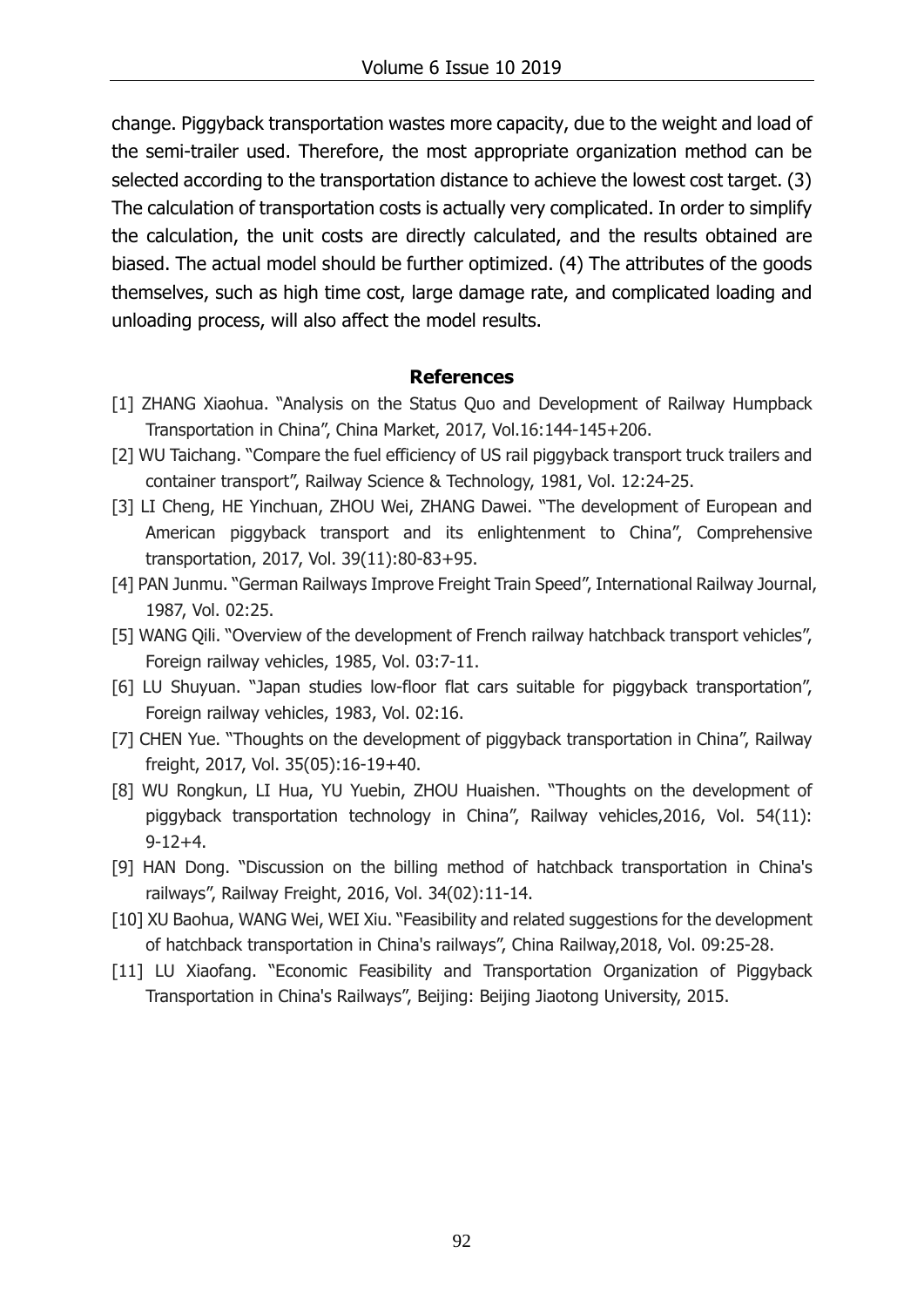change. Piggyback transportation wastes more capacity, due to the weight and load of the semi-trailer used. Therefore, the most appropriate organization method can be selected according to the transportation distance to achieve the lowest cost target. (3) The calculation of transportation costs is actually very complicated. In order to simplify the calculation, the unit costs are directly calculated, and the results obtained are biased. The actual model should be further optimized. (4) The attributes of the goods themselves, such as high time cost, large damage rate, and complicated loading and unloading process, will also affect the model results.

## References

[1] ZHANG Xiaohua. "Analysis on the Status Quo and Development of Railway Humpback Transportation in China", China Market, 2017, Vol.16:144-145+206.

[2] WU Taichang. "Compare the fuel efficiency of US rail piggyback transport truck trailers and container transport", Railway Science & Technology, 1981, Vol. 12:24-25.

[3] LI Cheng, HE Yinchuan, ZHOU Wei, ZHANG Dawei. "The development of European and American piggyback transport and its enlightenment to China", Comprehensive transportation, 2017, Vol. 39(11):80-83+95.

[4] PAN Junmu. "German Railways Improve Freight Train Speed", International Railway Journal, 1987, Vol. 02:25.

[5] WANG Qili. "Overview of the development of French railway hatchback transport vehicles", Foreign railway vehicles, 1985, Vol. 03:7-11.

[6] LU Shuyuan. "Japan studies low-floor flat cars suitable for piggyback transportation", Foreign railway vehicles, 1983, Vol. 02:16.

[7] CHEN Yue. "Thoughts on the development of piggyback transportation in China", Railway freight, 2017, Vol. 35(05):16-19+40.

[8] WU Rongkun, LI Hua, YU Yuebin, ZHOU Huaishen. "Thoughts on the development of piggyback transportation technology in China", Railway vehicles,2016, Vol. 54(11): 9-12+4.

[9] HAN Dong. "Discussion on the billing method of hatchback transportation in China's railways", Railway Freight, 2016, Vol. 34(02):11-14.

[10] XU Baohua, WANG Wei, WEI Xiu. "Feasibility and related suggestions for the development of hatchback transportation in China's railways", China Railway,2018, Vol. 09:25-28.

[11] LU Xiaofang. "Economic Feasibility and Transportation Organization of Piggyback Transportation in China's Railways", Beijing: Beijing Jiaotong University, 2015.